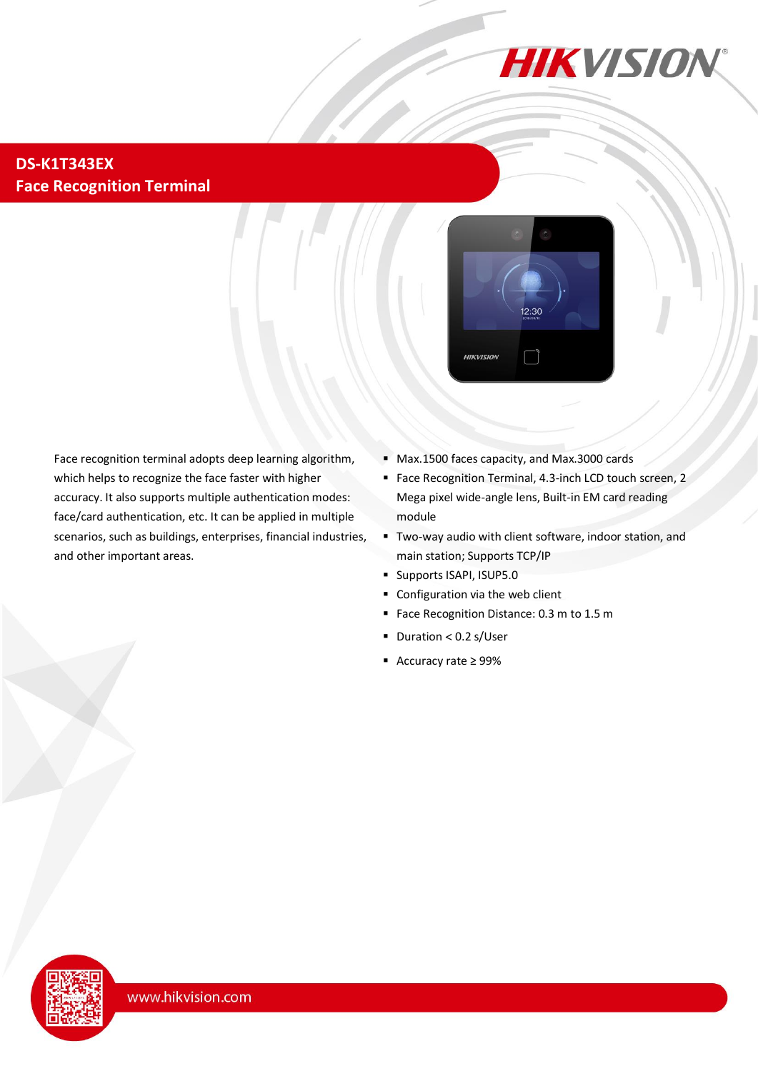# DS-K1T343EX
## Face Recognition Terminal

Face recognition terminal adopts deep learning algorithm, which helps to recognize the face faster with higher accuracy. It also supports multiple authentication modes: face/card authentication, etc. It can be applied in multiple scenarios, such as buildings, enterprises, financial industries, and other important areas.

- Max.1500 faces capacity, and Max.3000 cards
- Face Recognition Terminal, 4.3-inch LCD touch screen, 2 Mega pixel wide-angle lens, Built-in EM card reading module
- Two-way audio with client software, indoor station, and main station; Supports TCP/IP
- Supports ISAPI, ISUP5.0
- Configuration via the web client
- Face Recognition Distance: 0.3 m to 1.5 m
- Duration < 0.2 s/User
- Accuracy rate ≥ 99%

www.hikvision.com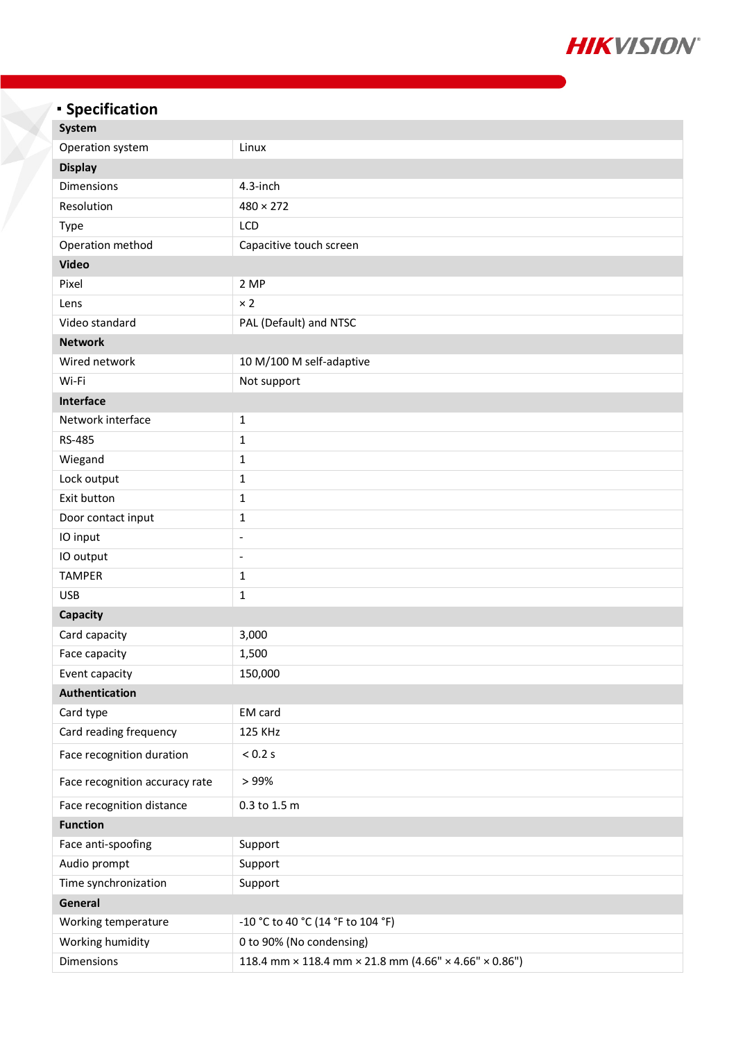## Specification

| System | |
|---|---|
| Operation system | Linux |
| **Display** | |
| Dimensions | 4.3-inch |
| Resolution | 480 × 272 |
| Type | LCD |
| Operation method | Capacitive touch screen |
| **Video** | |
| Pixel | 2 MP |
| Lens | × 2 |
| Video standard | PAL (Default) and NTSC |
| **Network** | |
| Wired network | 10 M/100 M self-adaptive |
| Wi-Fi | Not support |
| **Interface** | |
| Network interface | 1 |
| RS-485 | 1 |
| Wiegand | 1 |
| Lock output | 1 |
| Exit button | 1 |
| Door contact input | 1 |
| IO input | - |
| IO output | - |
| TAMPER | 1 |
| USB | 1 |
| **Capacity** | |
| Card capacity | 3,000 |
| Face capacity | 1,500 |
| Event capacity | 150,000 |
| **Authentication** | |
| Card type | EM card |
| Card reading frequency | 125 KHz |
| Face recognition duration | < 0.2 s |
| Face recognition accuracy rate | > 99% |
| Face recognition distance | 0.3 to 1.5 m |
| **Function** | |
| Face anti-spoofing | Support |
| Audio prompt | Support |
| Time synchronization | Support |
| **General** | |
| Working temperature | -10 °C to 40 °C (14 °F to 104 °F) |
| Working humidity | 0 to 90% (No condensing) |
| Dimensions | 118.4 mm × 118.4 mm × 21.8 mm (4.66" × 4.66" × 0.86") |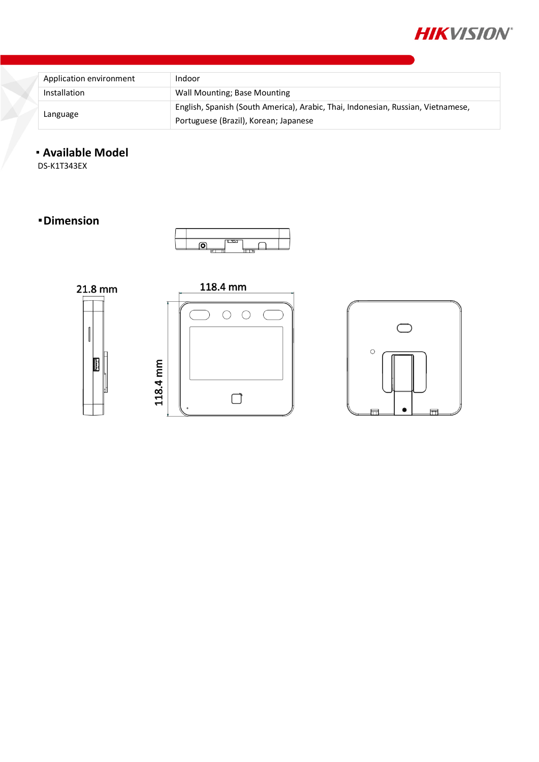| Application environment | Indoor |
|---|---|
| Installation | Wall Mounting; Base Mounting |
| Language | English, Spanish (South America), Arabic, Thai, Indonesian, Russian, Vietnamese, Portuguese (Brazil), Korean; Japanese |

## ▪ Available Model

DS-K1T343EX

## ▪ Dimension

21.8 mm

118.4 mm

118.4 mm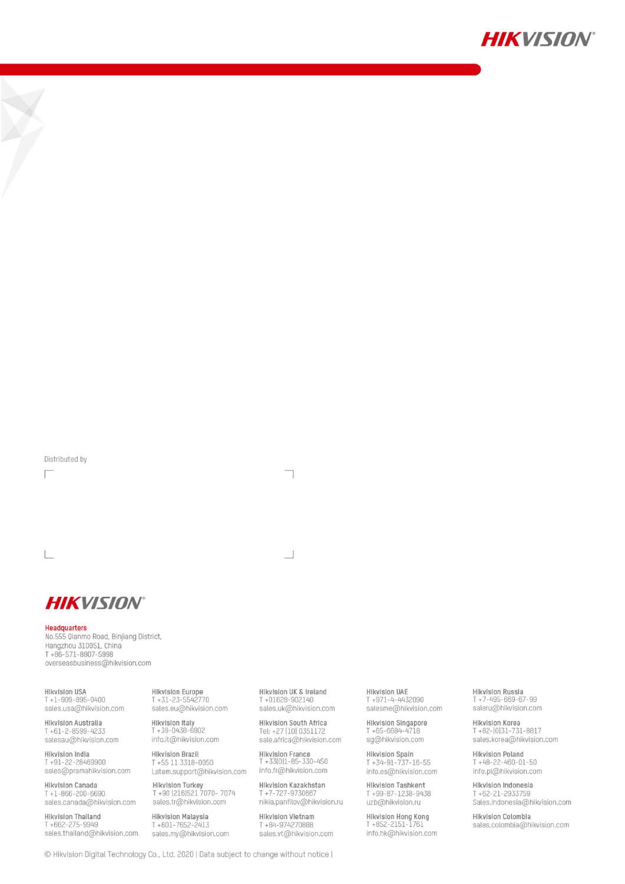Distributed by

**HIKVISION**

**Headquarters**
No.555 Qianmo Road, Binjiang District,
Hangzhou 310051, China
T +86-571-8807-5998
overseasbusiness@hikvision.com

**Hikvision USA**
T +1-909-895-0400
sales.usa@hikvision.com

**Hikvision Australia**
T +61-2-8599-4233
salesau@hikvision.com

**Hikvision India**
T +91-22-28469900
sales@pramahikvision.com

**Hikvision Canada**
T +1-866-200-6690
sales.canada@hikvision.com

**Hikvision Thailand**
T +662-275-9949
sales.thailand@hikvision.com

**Hikvision Europe**
T +31-23-5542770
sales.eu@hikvision.com

**Hikvision Italy**
T +39-0438-6902
info.it@hikvision.com

**Hikvision Brazil**
T +55 11 3318-0050
Latam.support@hikvision.com

**Hikvision Turkey**
T +90 (216)521 7070- 7074
sales.tr@hikvision.com

**Hikvision Malaysia**
T +601-7652-2413
sales.my@hikvision.com

**Hikvision UK & Ireland**
T +01628-902140
sales.uk@hikvision.com

**Hikvision South Africa**
Tel: +27 (10) 0351172
sale.africa@hikvision.com

**Hikvision France**
T +33(0)1-85-330-450
info.fr@hikvision.com

**Hikvision Kazakhstan**
T +7-727-9730667
nikia.panfilov@hikvision.ru

**Hikvision Vietnam**
T +84-974270888
sales.vt@hikvision.com

**Hikvision UAE**
T +971-4-4432090
salesme@hikvision.com

**Hikvision Singapore**
T +65-6684-4718
sg@hikvision.com

**Hikvision Spain**
T +34-91-737-16-55
info.es@hikvision.com

**Hikvision Tashkent**
T +99-87-1238-9438
uzb@hikvision.ru

**Hikvision Hong Kong**
T +852-2151-1761
info.hk@hikvision.com

**Hikvision Russia**
T +7-495-669-67-99
saleru@hikvision.com

**Hikvision Korea**
T +82-(0)31-731-8817
sales.korea@hikvision.com

**Hikvision Poland**
T +48-22-460-01-50
info.pl@hikvision.com

**Hikvision Indonesia**
T +62-21-2933759
Sales.Indonesia@hikvision.com

**Hikvision Colombia**
sales.colombia@hikvision.com

© Hikvision Digital Technology Co., Ltd. 2020 | Data subject to change without notice |